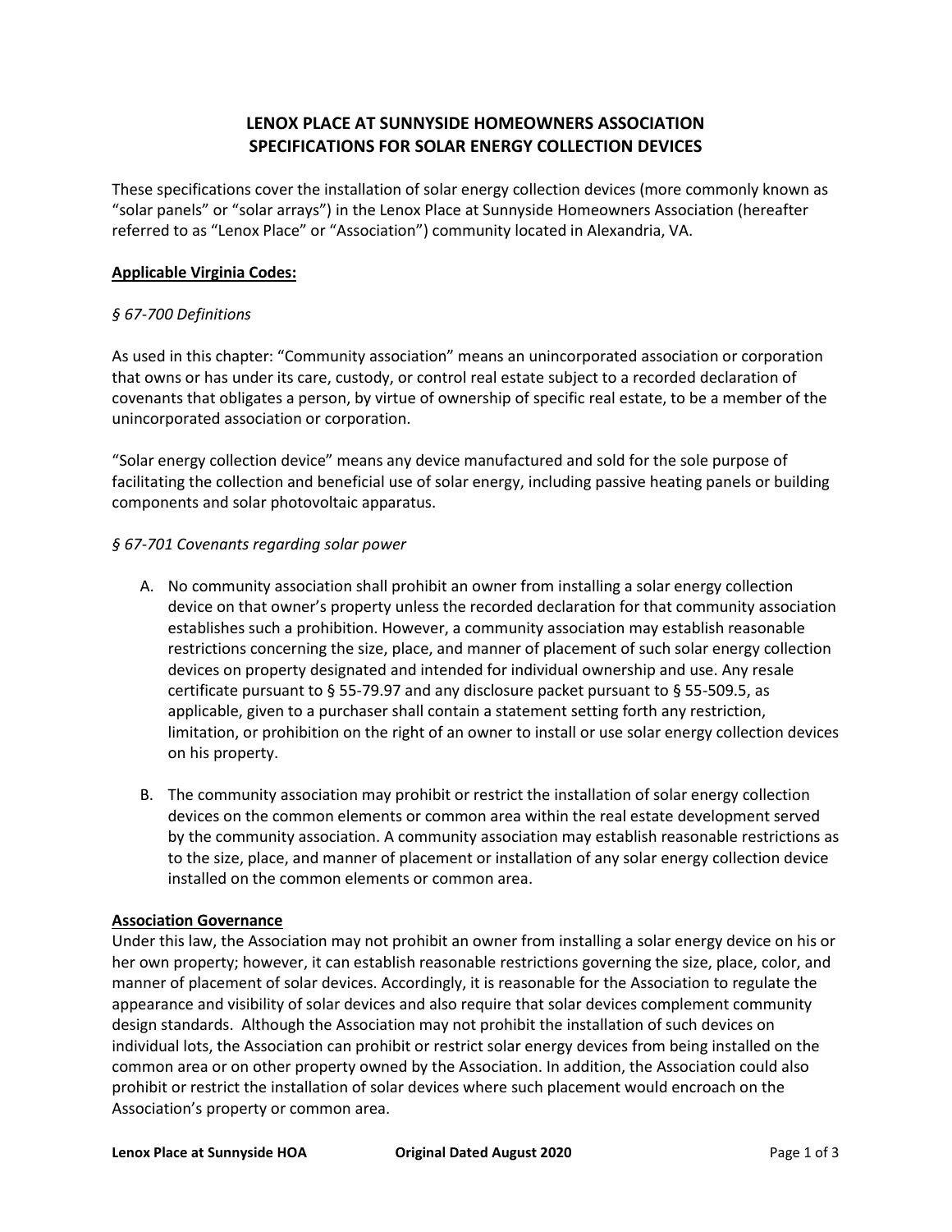# LENOX PLACE AT SUNNYSIDE HOMEOWNERS ASSOCIATION
# SPECIFICATIONS FOR SOLAR ENERGY COLLECTION DEVICES

These specifications cover the installation of solar energy collection devices (more commonly known as "solar panels" or "solar arrays") in the Lenox Place at Sunnyside Homeowners Association (hereafter referred to as "Lenox Place" or "Association") community located in Alexandria, VA.

## Applicable Virginia Codes:

*§ 67-700 Definitions*

As used in this chapter: "Community association" means an unincorporated association or corporation that owns or has under its care, custody, or control real estate subject to a recorded declaration of covenants that obligates a person, by virtue of ownership of specific real estate, to be a member of the unincorporated association or corporation.

"Solar energy collection device" means any device manufactured and sold for the sole purpose of facilitating the collection and beneficial use of solar energy, including passive heating panels or building components and solar photovoltaic apparatus.

*§ 67-701 Covenants regarding solar power*

A. No community association shall prohibit an owner from installing a solar energy collection device on that owner's property unless the recorded declaration for that community association establishes such a prohibition. However, a community association may establish reasonable restrictions concerning the size, place, and manner of placement of such solar energy collection devices on property designated and intended for individual ownership and use. Any resale certificate pursuant to § 55-79.97 and any disclosure packet pursuant to § 55-509.5, as applicable, given to a purchaser shall contain a statement setting forth any restriction, limitation, or prohibition on the right of an owner to install or use solar energy collection devices on his property.

B. The community association may prohibit or restrict the installation of solar energy collection devices on the common elements or common area within the real estate development served by the community association. A community association may establish reasonable restrictions as to the size, place, and manner of placement or installation of any solar energy collection device installed on the common elements or common area.

## Association Governance

Under this law, the Association may not prohibit an owner from installing a solar energy device on his or her own property; however, it can establish reasonable restrictions governing the size, place, color, and manner of placement of solar devices. Accordingly, it is reasonable for the Association to regulate the appearance and visibility of solar devices and also require that solar devices complement community design standards. Although the Association may not prohibit the installation of such devices on individual lots, the Association can prohibit or restrict solar energy devices from being installed on the common area or on other property owned by the Association. In addition, the Association could also prohibit or restrict the installation of solar devices where such placement would encroach on the Association's property or common area.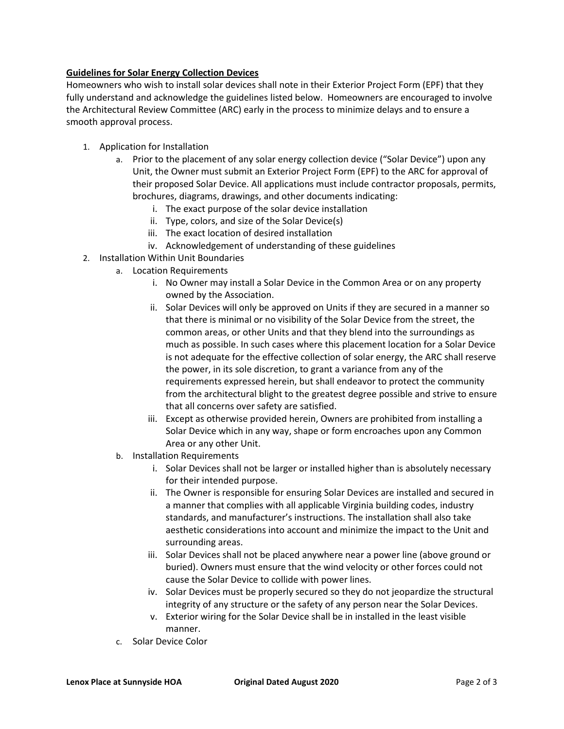**Guidelines for Solar Energy Collection Devices**

Homeowners who wish to install solar devices shall note in their Exterior Project Form (EPF) that they fully understand and acknowledge the guidelines listed below. Homeowners are encouraged to involve the Architectural Review Committee (ARC) early in the process to minimize delays and to ensure a smooth approval process.

1. Application for Installation
   a. Prior to the placement of any solar energy collection device ("Solar Device") upon any Unit, the Owner must submit an Exterior Project Form (EPF) to the ARC for approval of their proposed Solar Device. All applications must include contractor proposals, permits, brochures, diagrams, drawings, and other documents indicating:
      i. The exact purpose of the solar device installation
      ii. Type, colors, and size of the Solar Device(s)
      iii. The exact location of desired installation
      iv. Acknowledgement of understanding of these guidelines
2. Installation Within Unit Boundaries
   a. Location Requirements
      i. No Owner may install a Solar Device in the Common Area or on any property owned by the Association.
      ii. Solar Devices will only be approved on Units if they are secured in a manner so that there is minimal or no visibility of the Solar Device from the street, the common areas, or other Units and that they blend into the surroundings as much as possible. In such cases where this placement location for a Solar Device is not adequate for the effective collection of solar energy, the ARC shall reserve the power, in its sole discretion, to grant a variance from any of the requirements expressed herein, but shall endeavor to protect the community from the architectural blight to the greatest degree possible and strive to ensure that all concerns over safety are satisfied.
      iii. Except as otherwise provided herein, Owners are prohibited from installing a Solar Device which in any way, shape or form encroaches upon any Common Area or any other Unit.
   b. Installation Requirements
      i. Solar Devices shall not be larger or installed higher than is absolutely necessary for their intended purpose.
      ii. The Owner is responsible for ensuring Solar Devices are installed and secured in a manner that complies with all applicable Virginia building codes, industry standards, and manufacturer's instructions. The installation shall also take aesthetic considerations into account and minimize the impact to the Unit and surrounding areas.
      iii. Solar Devices shall not be placed anywhere near a power line (above ground or buried). Owners must ensure that the wind velocity or other forces could not cause the Solar Device to collide with power lines.
      iv. Solar Devices must be properly secured so they do not jeopardize the structural integrity of any structure or the safety of any person near the Solar Devices.
      v. Exterior wiring for the Solar Device shall be in installed in the least visible manner.
   c. Solar Device Color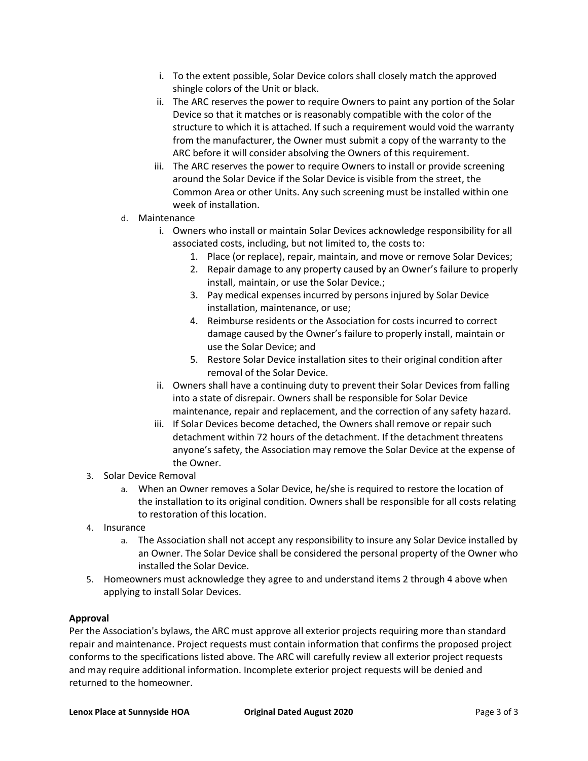i. To the extent possible, Solar Device colors shall closely match the approved shingle colors of the Unit or black.
   ii. The ARC reserves the power to require Owners to paint any portion of the Solar Device so that it matches or is reasonably compatible with the color of the structure to which it is attached. If such a requirement would void the warranty from the manufacturer, the Owner must submit a copy of the warranty to the ARC before it will consider absolving the Owners of this requirement.
   iii. The ARC reserves the power to require Owners to install or provide screening around the Solar Device if the Solar Device is visible from the street, the Common Area or other Units. Any such screening must be installed within one week of installation.

d. Maintenance
   i. Owners who install or maintain Solar Devices acknowledge responsibility for all associated costs, including, but not limited to, the costs to:
      1. Place (or replace), repair, maintain, and move or remove Solar Devices;
      2. Repair damage to any property caused by an Owner's failure to properly install, maintain, or use the Solar Device.;
      3. Pay medical expenses incurred by persons injured by Solar Device installation, maintenance, or use;
      4. Reimburse residents or the Association for costs incurred to correct damage caused by the Owner's failure to properly install, maintain or use the Solar Device; and
      5. Restore Solar Device installation sites to their original condition after removal of the Solar Device.
   ii. Owners shall have a continuing duty to prevent their Solar Devices from falling into a state of disrepair. Owners shall be responsible for Solar Device maintenance, repair and replacement, and the correction of any safety hazard.
   iii. If Solar Devices become detached, the Owners shall remove or repair such detachment within 72 hours of the detachment. If the detachment threatens anyone's safety, the Association may remove the Solar Device at the expense of the Owner.

3. Solar Device Removal
   a. When an Owner removes a Solar Device, he/she is required to restore the location of the installation to its original condition. Owners shall be responsible for all costs relating to restoration of this location.
4. Insurance
   a. The Association shall not accept any responsibility to insure any Solar Device installed by an Owner. The Solar Device shall be considered the personal property of the Owner who installed the Solar Device.
5. Homeowners must acknowledge they agree to and understand items 2 through 4 above when applying to install Solar Devices.

**Approval**

Per the Association's bylaws, the ARC must approve all exterior projects requiring more than standard repair and maintenance. Project requests must contain information that confirms the proposed project conforms to the specifications listed above. The ARC will carefully review all exterior project requests and may require additional information. Incomplete exterior project requests will be denied and returned to the homeowner.